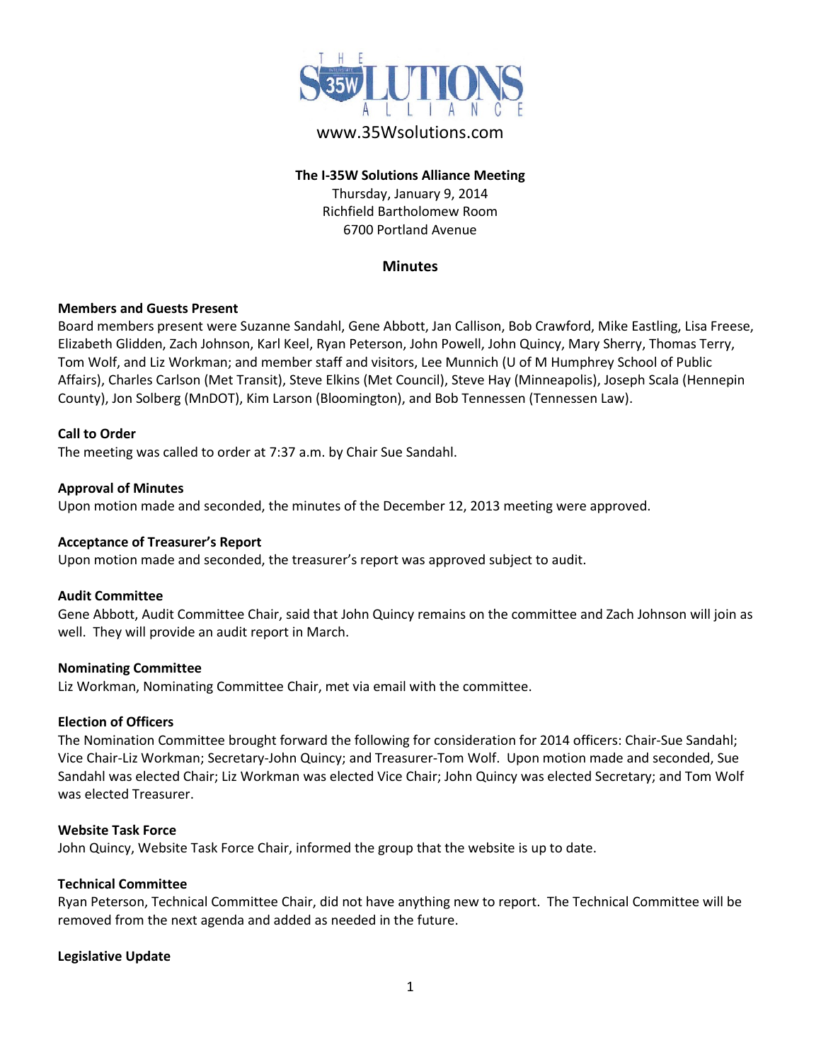THE I-35W SOLUTIONS ALLIANCE

www.35Wsolutions.com

**The I-35W Solutions Alliance Meeting**
Thursday, January 9, 2014
Richfield Bartholomew Room
6700 Portland Avenue

## Minutes

**Members and Guests Present**

Board members present were Suzanne Sandahl, Gene Abbott, Jan Callison, Bob Crawford, Mike Eastling, Lisa Freese, Elizabeth Glidden, Zach Johnson, Karl Keel, Ryan Peterson, John Powell, John Quincy, Mary Sherry, Thomas Terry, Tom Wolf, and Liz Workman; and member staff and visitors, Lee Munnich (U of M Humphrey School of Public Affairs), Charles Carlson (Met Transit), Steve Elkins (Met Council), Steve Hay (Minneapolis), Joseph Scala (Hennepin County), Jon Solberg (MnDOT), Kim Larson (Bloomington), and Bob Tennessen (Tennessen Law).

**Call to Order**

The meeting was called to order at 7:37 a.m. by Chair Sue Sandahl.

**Approval of Minutes**

Upon motion made and seconded, the minutes of the December 12, 2013 meeting were approved.

**Acceptance of Treasurer's Report**

Upon motion made and seconded, the treasurer's report was approved subject to audit.

**Audit Committee**

Gene Abbott, Audit Committee Chair, said that John Quincy remains on the committee and Zach Johnson will join as well. They will provide an audit report in March.

**Nominating Committee**

Liz Workman, Nominating Committee Chair, met via email with the committee.

**Election of Officers**

The Nomination Committee brought forward the following for consideration for 2014 officers: Chair-Sue Sandahl; Vice Chair-Liz Workman; Secretary-John Quincy; and Treasurer-Tom Wolf. Upon motion made and seconded, Sue Sandahl was elected Chair; Liz Workman was elected Vice Chair; John Quincy was elected Secretary; and Tom Wolf was elected Treasurer.

**Website Task Force**

John Quincy, Website Task Force Chair, informed the group that the website is up to date.

**Technical Committee**

Ryan Peterson, Technical Committee Chair, did not have anything new to report. The Technical Committee will be removed from the next agenda and added as needed in the future.

**Legislative Update**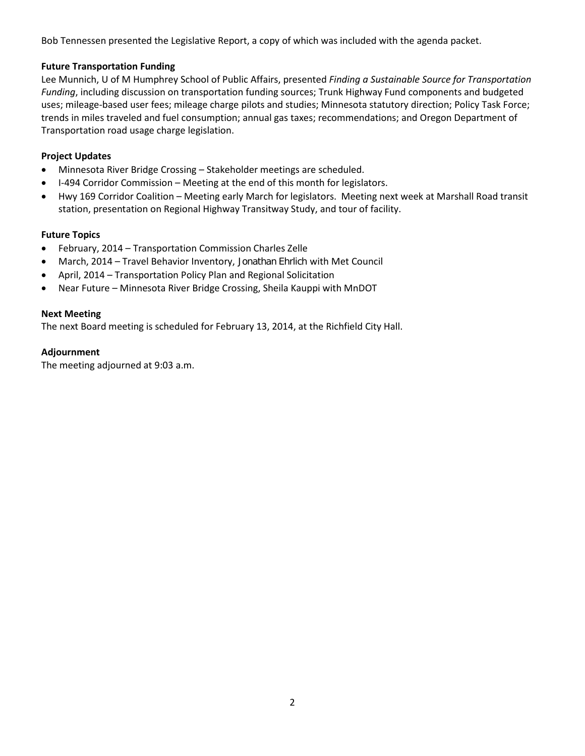Bob Tennessen presented the Legislative Report, a copy of which was included with the agenda packet.

**Future Transportation Funding**
Lee Munnich, U of M Humphrey School of Public Affairs, presented *Finding a Sustainable Source for Transportation Funding*, including discussion on transportation funding sources; Trunk Highway Fund components and budgeted uses; mileage-based user fees; mileage charge pilots and studies; Minnesota statutory direction; Policy Task Force; trends in miles traveled and fuel consumption; annual gas taxes; recommendations; and Oregon Department of Transportation road usage charge legislation.

**Project Updates**

- Minnesota River Bridge Crossing – Stakeholder meetings are scheduled.
- I-494 Corridor Commission – Meeting at the end of this month for legislators.
- Hwy 169 Corridor Coalition – Meeting early March for legislators. Meeting next week at Marshall Road transit station, presentation on Regional Highway Transitway Study, and tour of facility.

**Future Topics**

- February, 2014 – Transportation Commission Charles Zelle
- March, 2014 – Travel Behavior Inventory, Jonathan Ehrlich with Met Council
- April, 2014 – Transportation Policy Plan and Regional Solicitation
- Near Future – Minnesota River Bridge Crossing, Sheila Kauppi with MnDOT

**Next Meeting**
The next Board meeting is scheduled for February 13, 2014, at the Richfield City Hall.

**Adjournment**
The meeting adjourned at 9:03 a.m.